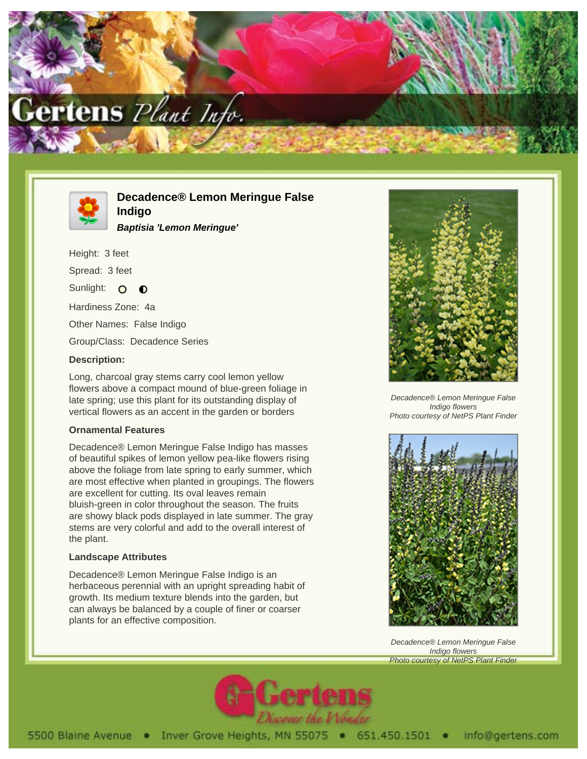# Decadence® Lemon Meringue False Indigo

***Baptisia 'Lemon Meringue'***

Height: 3 feet

Spread: 3 feet

Sunlight: ○ ◐

Hardiness Zone: 4a

Other Names: False Indigo

Group/Class: Decadence Series

### Description:

Long, charcoal gray stems carry cool lemon yellow flowers above a compact mound of blue-green foliage in late spring; use this plant for its outstanding display of vertical flowers as an accent in the garden or borders

### Ornamental Features

Decadence® Lemon Meringue False Indigo has masses of beautiful spikes of lemon yellow pea-like flowers rising above the foliage from late spring to early summer, which are most effective when planted in groupings. The flowers are excellent for cutting. Its oval leaves remain bluish-green in color throughout the season. The fruits are showy black pods displayed in late summer. The gray stems are very colorful and add to the overall interest of the plant.

### Landscape Attributes

Decadence® Lemon Meringue False Indigo is an herbaceous perennial with an upright spreading habit of growth. Its medium texture blends into the garden, but can always be balanced by a couple of finer or coarser plants for an effective composition.

*Decadence® Lemon Meringue False Indigo flowers*
*Photo courtesy of NetPS Plant Finder*

*Decadence® Lemon Meringue False Indigo flowers*
*Photo courtesy of NetPS Plant Finder*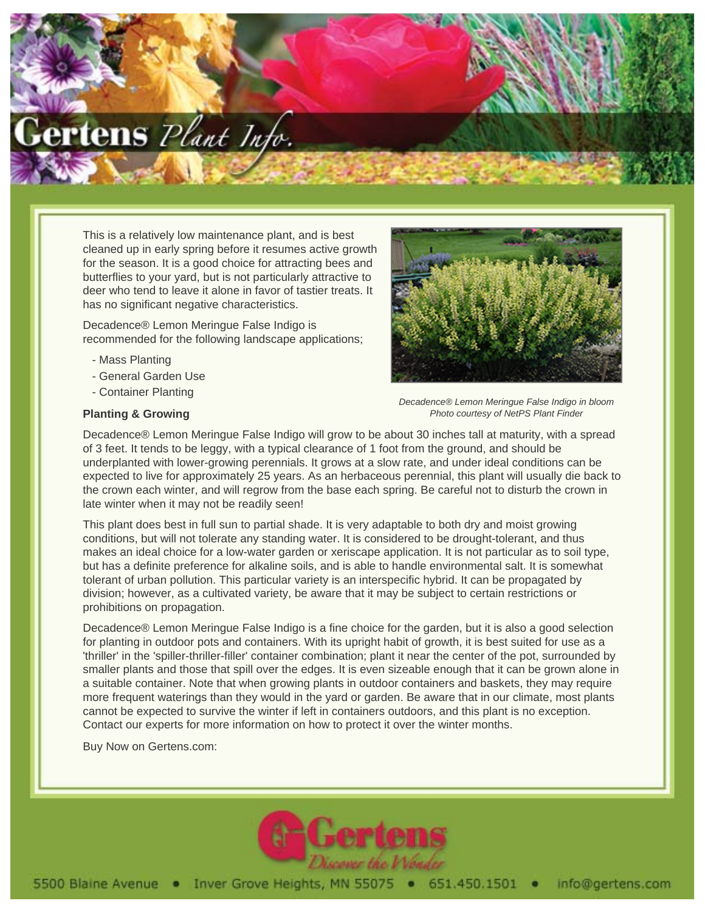This is a relatively low maintenance plant, and is best cleaned up in early spring before it resumes active growth for the season. It is a good choice for attracting bees and butterflies to your yard, but is not particularly attractive to deer who tend to leave it alone in favor of tastier treats. It has no significant negative characteristics.

Decadence® Lemon Meringue False Indigo is recommended for the following landscape applications;

- Mass Planting
- General Garden Use
- Container Planting

*Decadence® Lemon Meringue False Indigo in bloom*
*Photo courtesy of NetPS Plant Finder*

**Planting & Growing**

Decadence® Lemon Meringue False Indigo will grow to be about 30 inches tall at maturity, with a spread of 3 feet. It tends to be leggy, with a typical clearance of 1 foot from the ground, and should be underplanted with lower-growing perennials. It grows at a slow rate, and under ideal conditions can be expected to live for approximately 25 years. As an herbaceous perennial, this plant will usually die back to the crown each winter, and will regrow from the base each spring. Be careful not to disturb the crown in late winter when it may not be readily seen!

This plant does best in full sun to partial shade. It is very adaptable to both dry and moist growing conditions, but will not tolerate any standing water. It is considered to be drought-tolerant, and thus makes an ideal choice for a low-water garden or xeriscape application. It is not particular as to soil type, but has a definite preference for alkaline soils, and is able to handle environmental salt. It is somewhat tolerant of urban pollution. This particular variety is an interspecific hybrid. It can be propagated by division; however, as a cultivated variety, be aware that it may be subject to certain restrictions or prohibitions on propagation.

Decadence® Lemon Meringue False Indigo is a fine choice for the garden, but it is also a good selection for planting in outdoor pots and containers. With its upright habit of growth, it is best suited for use as a 'thriller' in the 'spiller-thriller-filler' container combination; plant it near the center of the pot, surrounded by smaller plants and those that spill over the edges. It is even sizeable enough that it can be grown alone in a suitable container. Note that when growing plants in outdoor containers and baskets, they may require more frequent waterings than they would in the yard or garden. Be aware that in our climate, most plants cannot be expected to survive the winter if left in containers outdoors, and this plant is no exception. Contact our experts for more information on how to protect it over the winter months.

Buy Now on Gertens.com:

Gertens
*Discover the Wonder*

5500 Blaine Avenue • Inver Grove Heights, MN 55075 • 651.450.1501 • info@gertens.com